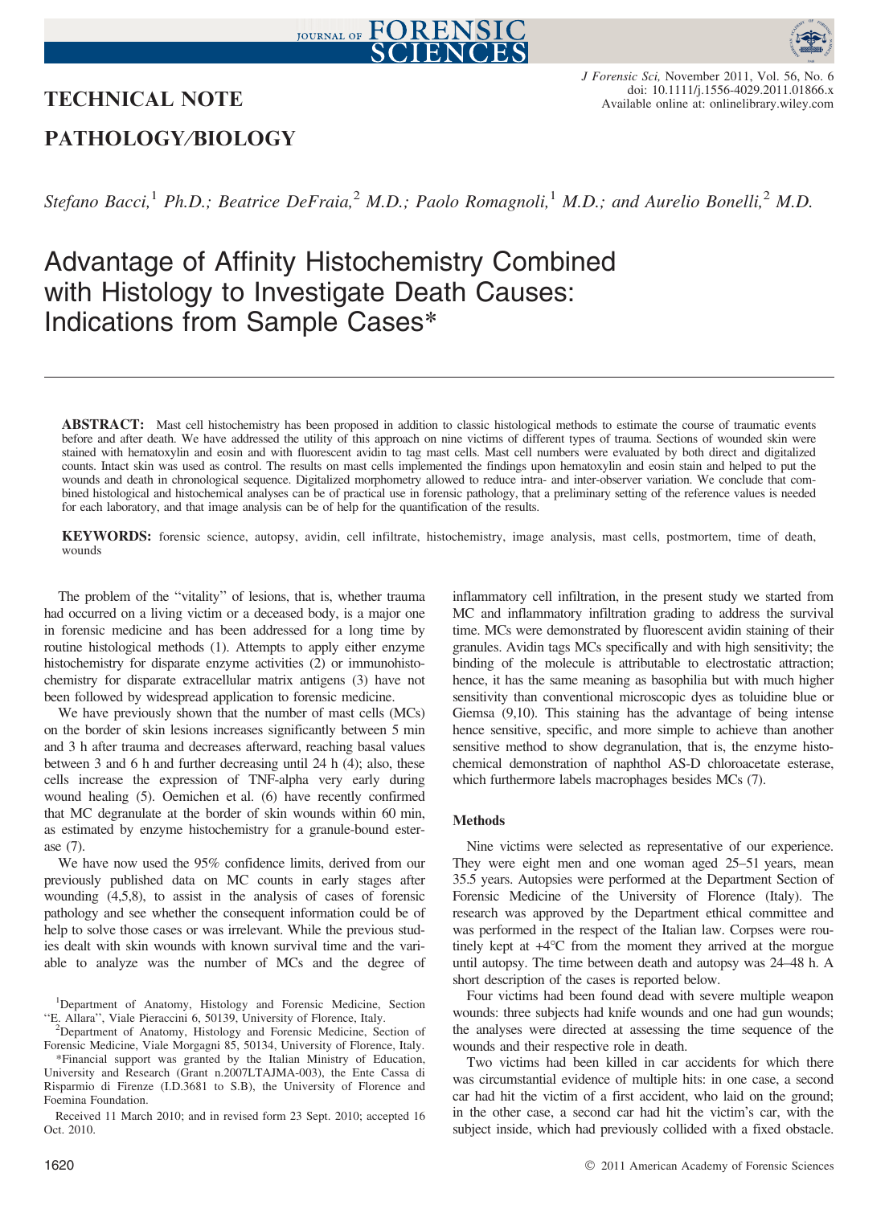TECHNICAL NOTE

PATHOLOGY/BIOLOGY

*Stefano Bacci,*[1] *Ph.D.; Beatrice DeFraia,*[2] *M.D.; Paolo Romagnoli,*[1] *M.D.; and Aurelio Bonelli,*[2] *M.D.*

# Advantage of Affinity Histochemistry Combined with Histology to Investigate Death Causes: Indications from Sample Cases*

**ABSTRACT:** Mast cell histochemistry has been proposed in addition to classic histological methods to estimate the course of traumatic events before and after death. We have addressed the utility of this approach on nine victims of different types of trauma. Sections of wounded skin were stained with hematoxylin and eosin and with fluorescent avidin to tag mast cells. Mast cell numbers were evaluated by both direct and digitalized counts. Intact skin was used as control. The results on mast cells implemented the findings upon hematoxylin and eosin stain and helped to put the wounds and death in chronological sequence. Digitalized morphometry allowed to reduce intra- and inter-observer variation. We conclude that combined histological and histochemical analyses can be of practical use in forensic pathology, that a preliminary setting of the reference values is needed for each laboratory, and that image analysis can be of help for the quantification of the results.

**KEYWORDS:** forensic science, autopsy, avidin, cell infiltrate, histochemistry, image analysis, mast cells, postmortem, time of death, wounds

The problem of the "vitality" of lesions, that is, whether trauma had occurred on a living victim or a deceased body, is a major one in forensic medicine and has been addressed for a long time by routine histological methods (1). Attempts to apply either enzyme histochemistry for disparate enzyme activities (2) or immunohistochemistry for disparate extracellular matrix antigens (3) have not been followed by widespread application to forensic medicine.

We have previously shown that the number of mast cells (MCs) on the border of skin lesions increases significantly between 5 min and 3 h after trauma and decreases afterward, reaching basal values between 3 and 6 h and further decreasing until 24 h (4); also, these cells increase the expression of TNF-alpha very early during wound healing (5). Oemichen et al. (6) have recently confirmed that MC degranulate at the border of skin wounds within 60 min, as estimated by enzyme histochemistry for a granule-bound esterase (7).

We have now used the 95% confidence limits, derived from our previously published data on MC counts in early stages after wounding (4,5,8), to assist in the analysis of cases of forensic pathology and see whether the consequent information could be of help to solve those cases or was irrelevant. While the previous studies dealt with skin wounds with known survival time and the variable to analyze was the number of MCs and the degree of inflammatory cell infiltration, in the present study we started from MC and inflammatory infiltration grading to address the survival time. MCs were demonstrated by fluorescent avidin staining of their granules. Avidin tags MCs specifically and with high sensitivity; the binding of the molecule is attributable to electrostatic attraction; hence, it has the same meaning as basophilia but with much higher sensitivity than conventional microscopic dyes as toluidine blue or Giemsa (9,10). This staining has the advantage of being intense hence sensitive, specific, and more simple to achieve than another sensitive method to show degranulation, that is, the enzyme histochemical demonstration of naphthol AS-D chloroacetate esterase, which furthermore labels macrophages besides MCs (7).

## Methods

Nine victims were selected as representative of our experience. They were eight men and one woman aged 25–51 years, mean 35.5 years. Autopsies were performed at the Department Section of Forensic Medicine of the University of Florence (Italy). The research was approved by the Department ethical committee and was performed in the respect of the Italian law. Corpses were routinely kept at +4°C from the moment they arrived at the morgue until autopsy. The time between death and autopsy was 24–48 h. A short description of the cases is reported below.

Four victims had been found dead with severe multiple weapon wounds: three subjects had knife wounds and one had gun wounds; the analyses were directed at assessing the time sequence of the wounds and their respective role in death.

Two victims had been killed in car accidents for which there was circumstantial evidence of multiple hits: in one case, a second car had hit the victim of a first accident, who laid on the ground; in the other case, a second car had hit the victim's car, with the subject inside, which had previously collided with a fixed obstacle.

---

[1]Department of Anatomy, Histology and Forensic Medicine, Section "E. Allara", Viale Pieraccini 6, 50139, University of Florence, Italy.

[2]Department of Anatomy, Histology and Forensic Medicine, Section of Forensic Medicine, Viale Morgagni 85, 50134, University of Florence, Italy.

*Financial support was granted by the Italian Ministry of Education, University and Research (Grant n.2007LTAJMA-003), the Ente Cassa di Risparmio di Firenze (I.D.3681 to S.B), the University of Florence and Foemina Foundation.

Received 11 March 2010; and in revised form 23 Sept. 2010; accepted 16 Oct. 2010.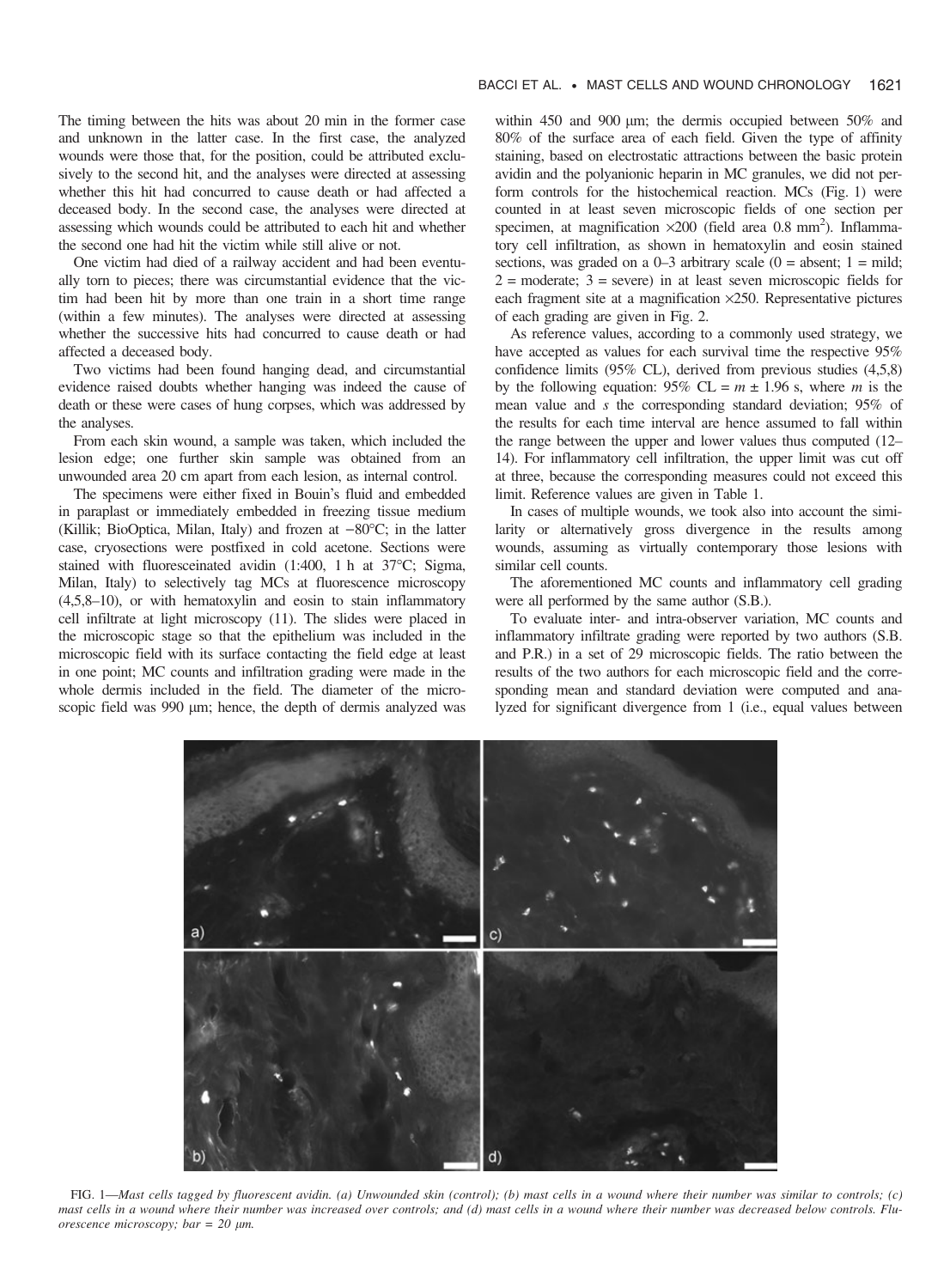The timing between the hits was about 20 min in the former case and unknown in the latter case. In the first case, the analyzed wounds were those that, for the position, could be attributed exclusively to the second hit, and the analyses were directed at assessing whether this hit had concurred to cause death or had affected a deceased body. In the second case, the analyses were directed at assessing which wounds could be attributed to each hit and whether the second one had hit the victim while still alive or not.

One victim had died of a railway accident and had been eventually torn to pieces; there was circumstantial evidence that the victim had been hit by more than one train in a short time range (within a few minutes). The analyses were directed at assessing whether the successive hits had concurred to cause death or had affected a deceased body.

Two victims had been found hanging dead, and circumstantial evidence raised doubts whether hanging was indeed the cause of death or these were cases of hung corpses, which was addressed by the analyses.

From each skin wound, a sample was taken, which included the lesion edge; one further skin sample was obtained from an unwounded area 20 cm apart from each lesion, as internal control.

The specimens were either fixed in Bouin's fluid and embedded in paraplast or immediately embedded in freezing tissue medium (Killik; BioOptica, Milan, Italy) and frozen at −80°C; in the latter case, cryosections were postfixed in cold acetone. Sections were stained with fluoresceinated avidin (1:400, 1 h at 37°C; Sigma, Milan, Italy) to selectively tag MCs at fluorescence microscopy (4,5,8–10), or with hematoxylin and eosin to stain inflammatory cell infiltrate at light microscopy (11). The slides were placed in the microscopic stage so that the epithelium was included in the microscopic field with its surface contacting the field edge at least in one point; MC counts and infiltration grading were made in the whole dermis included in the field. The diameter of the microscopic field was 990 μm; hence, the depth of dermis analyzed was within 450 and 900 μm; the dermis occupied between 50% and 80% of the surface area of each field. Given the type of affinity staining, based on electrostatic attractions between the basic protein avidin and the polyanionic heparin in MC granules, we did not perform controls for the histochemical reaction. MCs (Fig. 1) were counted in at least seven microscopic fields of one section per specimen, at magnification ×200 (field area 0.8 $mm^2$). Inflammatory cell infiltration, as shown in hematoxylin and eosin stained sections, was graded on a 0–3 arbitrary scale (0 = absent; 1 = mild; 2 = moderate; 3 = severe) in at least seven microscopic fields for each fragment site at a magnification ×250. Representative pictures of each grading are given in Fig. 2.

As reference values, according to a commonly used strategy, we have accepted as values for each survival time the respective 95% confidence limits (95% CL), derived from previous studies (4,5,8) by the following equation: 95% CL = $m \pm 1.96$ s, where $m$ is the mean value and $s$ the corresponding standard deviation; 95% of the results for each time interval are hence assumed to fall within the range between the upper and lower values thus computed (12–14). For inflammatory cell infiltration, the upper limit was cut off at three, because the corresponding measures could not exceed this limit. Reference values are given in Table 1.

In cases of multiple wounds, we took also into account the similarity or alternatively gross divergence in the results among wounds, assuming as virtually contemporary those lesions with similar cell counts.

The aforementioned MC counts and inflammatory cell grading were all performed by the same author (S.B.).

To evaluate inter- and intra-observer variation, MC counts and inflammatory infiltrate grading were reported by two authors (S.B. and P.R.) in a set of 29 microscopic fields. The ratio between the results of the two authors for each microscopic field and the corresponding mean and standard deviation were computed and analyzed for significant divergence from 1 (i.e., equal values between

FIG. 1—*Mast cells tagged by fluorescent avidin. (a) Unwounded skin (control); (b) mast cells in a wound where their number was similar to controls; (c) mast cells in a wound where their number was increased over controls; and (d) mast cells in a wound where their number was decreased below controls. Fluorescence microscopy; bar = 20 μm.*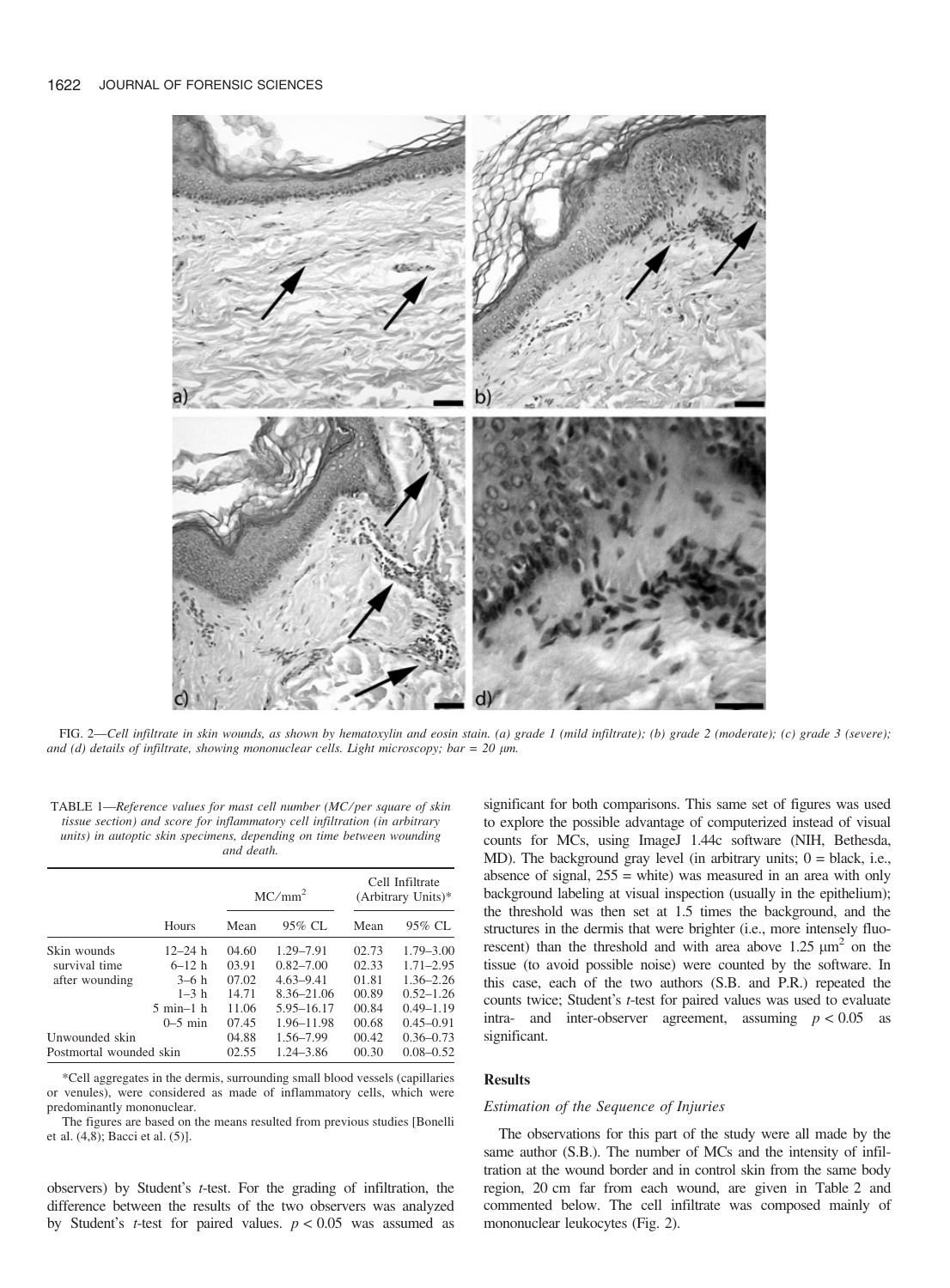FIG. 2—*Cell infiltrate in skin wounds, as shown by hematoxylin and eosin stain. (a) grade 1 (mild infiltrate); (b) grade 2 (moderate); (c) grade 3 (severe); and (d) details of infiltrate, showing mononuclear cells. Light microscopy; bar = 20 μm.*

TABLE 1—*Reference values for mast cell number (MC/per square of skin tissue section) and score for inflammatory cell infiltration (in arbitrary units) in autoptic skin specimens, depending on time between wounding and death.*

| | | $MC/mm^2$ | | Cell Infiltrate (Arbitrary Units)* | |
|---|---|---|---|---|---|
| | Hours | Mean | 95% CL | Mean | 95% CL |
| Skin wounds survival time after wounding | 12–24 h | 04.60 | 1.29–7.91 | 02.73 | 1.79–3.00 |
| | 6–12 h | 03.91 | 0.82–7.00 | 02.33 | 1.71–2.95 |
| | 3–6 h | 07.02 | 4.63–9.41 | 01.81 | 1.36–2.26 |
| | 1–3 h | 14.71 | 8.36–21.06 | 00.89 | 0.52–1.26 |
| | 5 min–1 h | 11.06 | 5.95–16.17 | 00.84 | 0.49–1.19 |
| | 0–5 min | 07.45 | 1.96–11.98 | 00.68 | 0.45–0.91 |
| Unwounded skin | | 04.88 | 1.56–7.99 | 00.42 | 0.36–0.73 |
| Postmortal wounded skin | | 02.55 | 1.24–3.86 | 00.30 | 0.08–0.52 |

*Cell aggregates in the dermis, surrounding small blood vessels (capillaries or venules), were considered as made of inflammatory cells, which were predominantly mononuclear.

The figures are based on the means resulted from previous studies [Bonelli et al. (4,8); Bacci et al. (5)].

observers) by Student's *t*-test. For the grading of infiltration, the difference between the results of the two observers was analyzed by Student's *t*-test for paired values. $p < 0.05$ was assumed as significant for both comparisons. This same set of figures was used to explore the possible advantage of computerized instead of visual counts for MCs, using ImageJ 1.44c software (NIH, Bethesda, MD). The background gray level (in arbitrary units; 0 = black, i.e., absence of signal, 255 = white) was measured in an area with only background labeling at visual inspection (usually in the epithelium); the threshold was then set at 1.5 times the background, and the structures in the dermis that were brighter (i.e., more intensely fluorescent) than the threshold and with area above 1.25 $\mu m^2$ on the tissue (to avoid possible noise) were counted by the software. In this case, each of the two authors (S.B. and P.R.) repeated the counts twice; Student's *t*-test for paired values was used to evaluate intra- and inter-observer agreement, assuming $p < 0.05$ as significant.

## Results

### *Estimation of the Sequence of Injuries*

The observations for this part of the study were all made by the same author (S.B.). The number of MCs and the intensity of infiltration at the wound border and in control skin from the same body region, 20 cm far from each wound, are given in Table 2 and commented below. The cell infiltrate was composed mainly of mononuclear leukocytes (Fig. 2).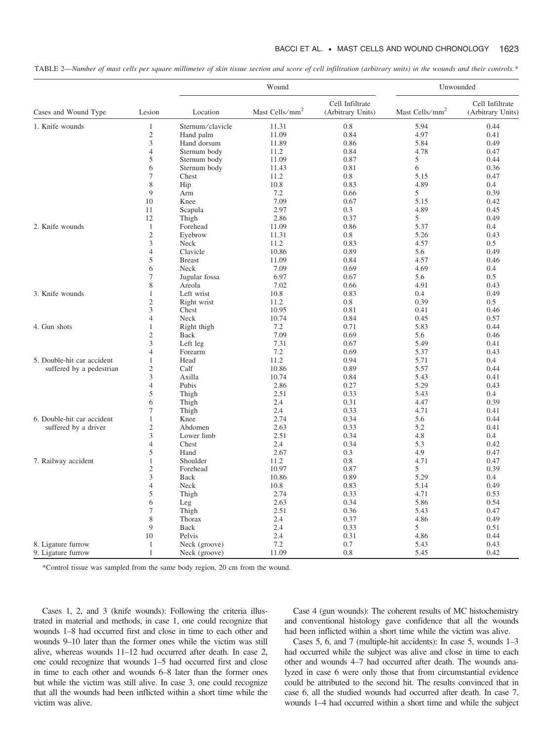TABLE 2—*Number of mast cells per square millimeter of skin tissue section and score of cell infiltration (arbitrary units) in the wounds and their controls.**

| Cases and Wound Type | Lesion | Wound | | | Unwounded | |
|---|---|---|---|---|---|---|
| | | Location | Mast Cells/mm$^2$ | Cell Infiltrate (Arbitrary Units) | Mast Cells/mm$^2$ | Cell Infiltrate (Arbitrary Units) |
| 1. Knife wounds | 1 | Sternum/clavicle | 11.31 | 0.8 | 5.94 | 0.44 |
| | 2 | Hand palm | 11.09 | 0.84 | 4.97 | 0.41 |
| | 3 | Hand dorsum | 11.89 | 0.86 | 5.84 | 0.49 |
| | 4 | Sternum body | 11.2 | 0.84 | 4.78 | 0.47 |
| | 5 | Sternum body | 11.09 | 0.87 | 5 | 0.44 |
| | 6 | Sternum body | 11.43 | 0.81 | 6 | 0.36 |
| | 7 | Chest | 11.2 | 0.8 | 5.15 | 0.47 |
| | 8 | Hip | 10.8 | 0.83 | 4.89 | 0.4 |
| | 9 | Arm | 7.2 | 0.66 | 5 | 0.39 |
| | 10 | Knee | 7.09 | 0.67 | 5.15 | 0.42 |
| | 11 | Scapula | 2.97 | 0.3 | 4.89 | 0.45 |
| | 12 | Thigh | 2.86 | 0.37 | 5 | 0.49 |
| 2. Knife wounds | 1 | Forehead | 11.09 | 0.86 | 5.37 | 0.4 |
| | 2 | Eyebrow | 11.31 | 0.8 | 5.26 | 0.43 |
| | 3 | Neck | 11.2 | 0.83 | 4.57 | 0.5 |
| | 4 | Clavicle | 10.86 | 0.89 | 5.6 | 0.49 |
| | 5 | Breast | 11.09 | 0.84 | 4.57 | 0.46 |
| | 6 | Neck | 7.09 | 0.69 | 4.69 | 0.4 |
| | 7 | Jugular fossa | 6.97 | 0.67 | 5.6 | 0.5 |
| | 8 | Areola | 7.02 | 0.66 | 4.91 | 0.43 |
| 3. Knife wounds | 1 | Left wrist | 10.8 | 0.83 | 0.4 | 0.49 |
| | 2 | Right wrist | 11.2 | 0.8 | 0.39 | 0.5 |
| | 3 | Chest | 10.95 | 0.81 | 0.41 | 0.46 |
| | 4 | Neck | 10.74 | 0.84 | 0.45 | 0.57 |
| 4. Gun shots | 1 | Right thigh | 7.2 | 0.71 | 5.83 | 0.44 |
| | 2 | Back | 7.09 | 0.69 | 5.6 | 0.46 |
| | 3 | Left leg | 7.31 | 0.67 | 5.49 | 0.41 |
| | 4 | Forearm | 7.2 | 0.69 | 5.37 | 0.43 |
| 5. Double-hit car accident suffered by a pedestrian | 1 | Head | 11.2 | 0.94 | 5.71 | 0.4 |
| | 2 | Calf | 10.86 | 0.89 | 5.57 | 0.44 |
| | 3 | Axilla | 10.74 | 0.84 | 5.43 | 0.41 |
| | 4 | Pubis | 2.86 | 0.27 | 5.29 | 0.43 |
| | 5 | Thigh | 2.51 | 0.33 | 5.43 | 0.4 |
| | 6 | Thigh | 2.4 | 0.31 | 4.47 | 0.39 |
| | 7 | Thigh | 2.4 | 0.33 | 4.71 | 0.41 |
| 6. Double-hit car accident suffered by a driver | 1 | Knee | 2.74 | 0.34 | 5.6 | 0.44 |
| | 2 | Abdomen | 2.63 | 0.33 | 5.2 | 0.41 |
| | 3 | Lower limb | 2.51 | 0.34 | 4.8 | 0.4 |
| | 4 | Chest | 2.4 | 0.34 | 5.3 | 0.42 |
| | 5 | Hand | 2.67 | 0.3 | 4.9 | 0.47 |
| 7. Railway accident | 1 | Shoulder | 11.2 | 0.8 | 4.71 | 0.47 |
| | 2 | Forehead | 10.97 | 0.87 | 5 | 0.39 |
| | 3 | Back | 10.86 | 0.89 | 5.29 | 0.4 |
| | 4 | Neck | 10.8 | 0.83 | 5.14 | 0.49 |
| | 5 | Thigh | 2.74 | 0.33 | 4.71 | 0.53 |
| | 6 | Leg | 2.63 | 0.34 | 5.86 | 0.54 |
| | 7 | Thigh | 2.51 | 0.36 | 5.43 | 0.47 |
| | 8 | Thorax | 2.4 | 0.37 | 4.86 | 0.49 |
| | 9 | Back | 2.4 | 0.33 | 5 | 0.51 |
| | 10 | Pelvis | 2.4 | 0.31 | 4.86 | 0.44 |
| 8. Ligature furrow | 1 | Neck (groove) | 7.2 | 0.7 | 5.43 | 0.43 |
| 9. Ligature furrow | 1 | Neck (groove) | 11.09 | 0.8 | 5.45 | 0.42 |

*Control tissue was sampled from the same body region, 20 cm from the wound.

Cases 1, 2, and 3 (knife wounds): Following the criteria illustrated in material and methods, in case 1, one could recognize that wounds 1–8 had occurred first and close in time to each other and wounds 9–10 later than the former ones while the victim was still alive, whereas wounds 11–12 had occurred after death. In case 2, one could recognize that wounds 1–5 had occurred first and close in time to each other and wounds 6–8 later than the former ones but while the victim was still alive. In case 3, one could recognize that all the wounds had been inflicted within a short time while the victim was alive.

Case 4 (gun wounds): The coherent results of MC histochemistry and conventional histology gave confidence that all the wounds had been inflicted within a short time while the victim was alive.

Cases 5, 6, and 7 (multiple-hit accidents): In case 5, wounds 1–3 had occurred while the subject was alive and close in time to each other and wounds 4–7 had occurred after death. The wounds analyzed in case 6 were only those that from circumstantial evidence could be attributed to the second hit. The results convinced that in case 6, all the studied wounds had occurred after death. In case 7, wounds 1–4 had occurred within a short time and while the subject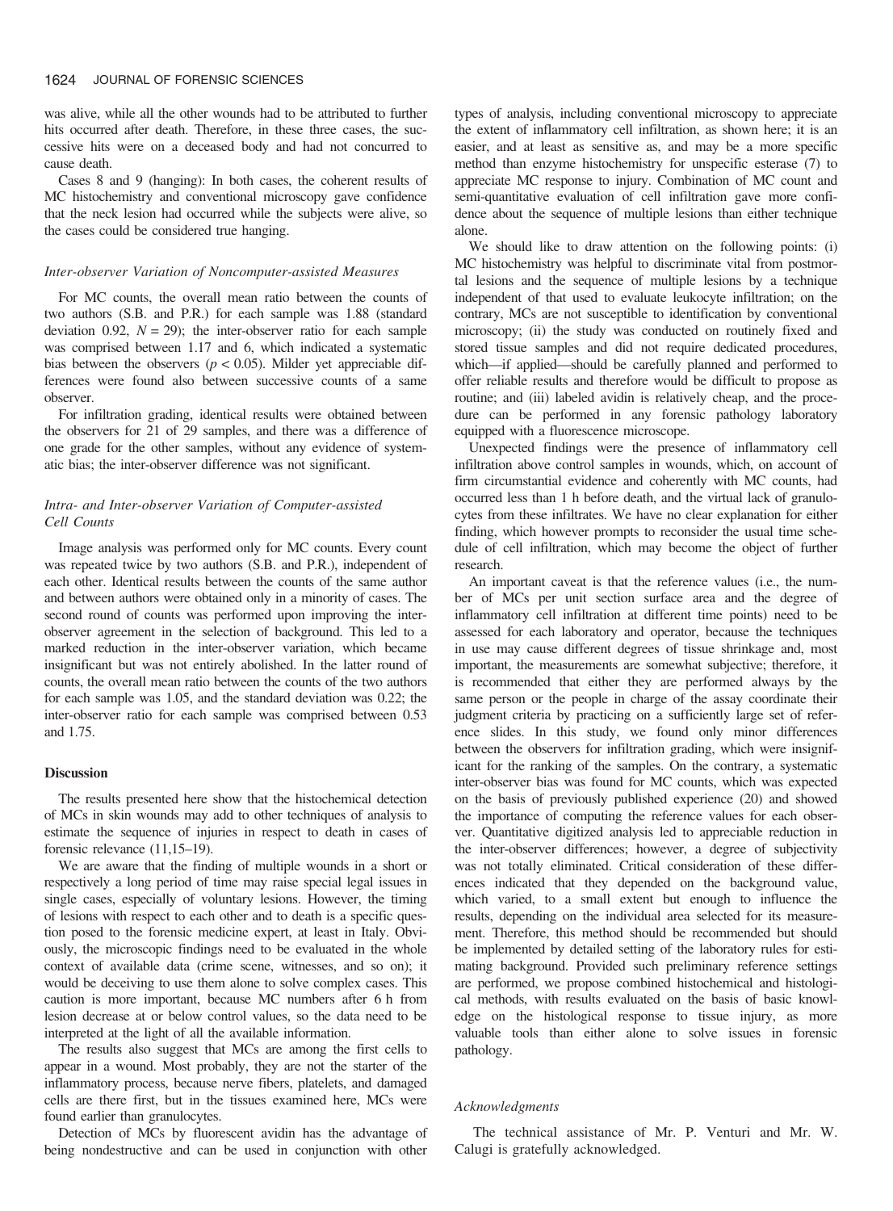was alive, while all the other wounds had to be attributed to further hits occurred after death. Therefore, in these three cases, the successive hits were on a deceased body and had not concurred to cause death.

Cases 8 and 9 (hanging): In both cases, the coherent results of MC histochemistry and conventional microscopy gave confidence that the neck lesion had occurred while the subjects were alive, so the cases could be considered true hanging.

### *Inter-observer Variation of Noncomputer-assisted Measures*

For MC counts, the overall mean ratio between the counts of two authors (S.B. and P.R.) for each sample was 1.88 (standard deviation 0.92, $N = 29$); the inter-observer ratio for each sample was comprised between 1.17 and 6, which indicated a systematic bias between the observers ($p < 0.05$). Milder yet appreciable differences were found also between successive counts of a same observer.

For infiltration grading, identical results were obtained between the observers for 21 of 29 samples, and there was a difference of one grade for the other samples, without any evidence of systematic bias; the inter-observer difference was not significant.

### *Intra- and Inter-observer Variation of Computer-assisted Cell Counts*

Image analysis was performed only for MC counts. Every count was repeated twice by two authors (S.B. and P.R.), independent of each other. Identical results between the counts of the same author and between authors were obtained only in a minority of cases. The second round of counts was performed upon improving the inter-observer agreement in the selection of background. This led to a marked reduction in the inter-observer variation, which became insignificant but was not entirely abolished. In the latter round of counts, the overall mean ratio between the counts of the two authors for each sample was 1.05, and the standard deviation was 0.22; the inter-observer ratio for each sample was comprised between 0.53 and 1.75.

## Discussion

The results presented here show that the histochemical detection of MCs in skin wounds may add to other techniques of analysis to estimate the sequence of injuries in respect to death in cases of forensic relevance (11,15–19).

We are aware that the finding of multiple wounds in a short or respectively a long period of time may raise special legal issues in single cases, especially of voluntary lesions. However, the timing of lesions with respect to each other and to death is a specific question posed to the forensic medicine expert, at least in Italy. Obviously, the microscopic findings need to be evaluated in the whole context of available data (crime scene, witnesses, and so on); it would be deceiving to use them alone to solve complex cases. This caution is more important, because MC numbers after 6 h from lesion decrease at or below control values, so the data need to be interpreted at the light of all the available information.

The results also suggest that MCs are among the first cells to appear in a wound. Most probably, they are not the starter of the inflammatory process, because nerve fibers, platelets, and damaged cells are there first, but in the tissues examined here, MCs were found earlier than granulocytes.

Detection of MCs by fluorescent avidin has the advantage of being nondestructive and can be used in conjunction with other types of analysis, including conventional microscopy to appreciate the extent of inflammatory cell infiltration, as shown here; it is an easier, and at least as sensitive as, and may be a more specific method than enzyme histochemistry for unspecific esterase (7) to appreciate MC response to injury. Combination of MC count and semi-quantitative evaluation of cell infiltration gave more confidence about the sequence of multiple lesions than either technique alone.

We should like to draw attention on the following points: (i) MC histochemistry was helpful to discriminate vital from postmortal lesions and the sequence of multiple lesions by a technique independent of that used to evaluate leukocyte infiltration; on the contrary, MCs are not susceptible to identification by conventional microscopy; (ii) the study was conducted on routinely fixed and stored tissue samples and did not require dedicated procedures, which—if applied—should be carefully planned and performed to offer reliable results and therefore would be difficult to propose as routine; and (iii) labeled avidin is relatively cheap, and the procedure can be performed in any forensic pathology laboratory equipped with a fluorescence microscope.

Unexpected findings were the presence of inflammatory cell infiltration above control samples in wounds, which, on account of firm circumstantial evidence and coherently with MC counts, had occurred less than 1 h before death, and the virtual lack of granulocytes from these infiltrates. We have no clear explanation for either finding, which however prompts to reconsider the usual time schedule of cell infiltration, which may become the object of further research.

An important caveat is that the reference values (i.e., the number of MCs per unit section surface area and the degree of inflammatory cell infiltration at different time points) need to be assessed for each laboratory and operator, because the techniques in use may cause different degrees of tissue shrinkage and, most important, the measurements are somewhat subjective; therefore, it is recommended that either they are performed always by the same person or the people in charge of the assay coordinate their judgment criteria by practicing on a sufficiently large set of reference slides. In this study, we found only minor differences between the observers for infiltration grading, which were insignificant for the ranking of the samples. On the contrary, a systematic inter-observer bias was found for MC counts, which was expected on the basis of previously published experience (20) and showed the importance of computing the reference values for each observer. Quantitative digitized analysis led to appreciable reduction in the inter-observer differences; however, a degree of subjectivity was not totally eliminated. Critical consideration of these differences indicated that they depended on the background value, which varied, to a small extent but enough to influence the results, depending on the individual area selected for its measurement. Therefore, this method should be recommended but should be implemented by detailed setting of the laboratory rules for estimating background. Provided such preliminary reference settings are performed, we propose combined histochemical and histological methods, with results evaluated on the basis of basic knowledge on the histological response to tissue injury, as more valuable tools than either alone to solve issues in forensic pathology.

### *Acknowledgments*

The technical assistance of Mr. P. Venturi and Mr. W. Calugi is gratefully acknowledged.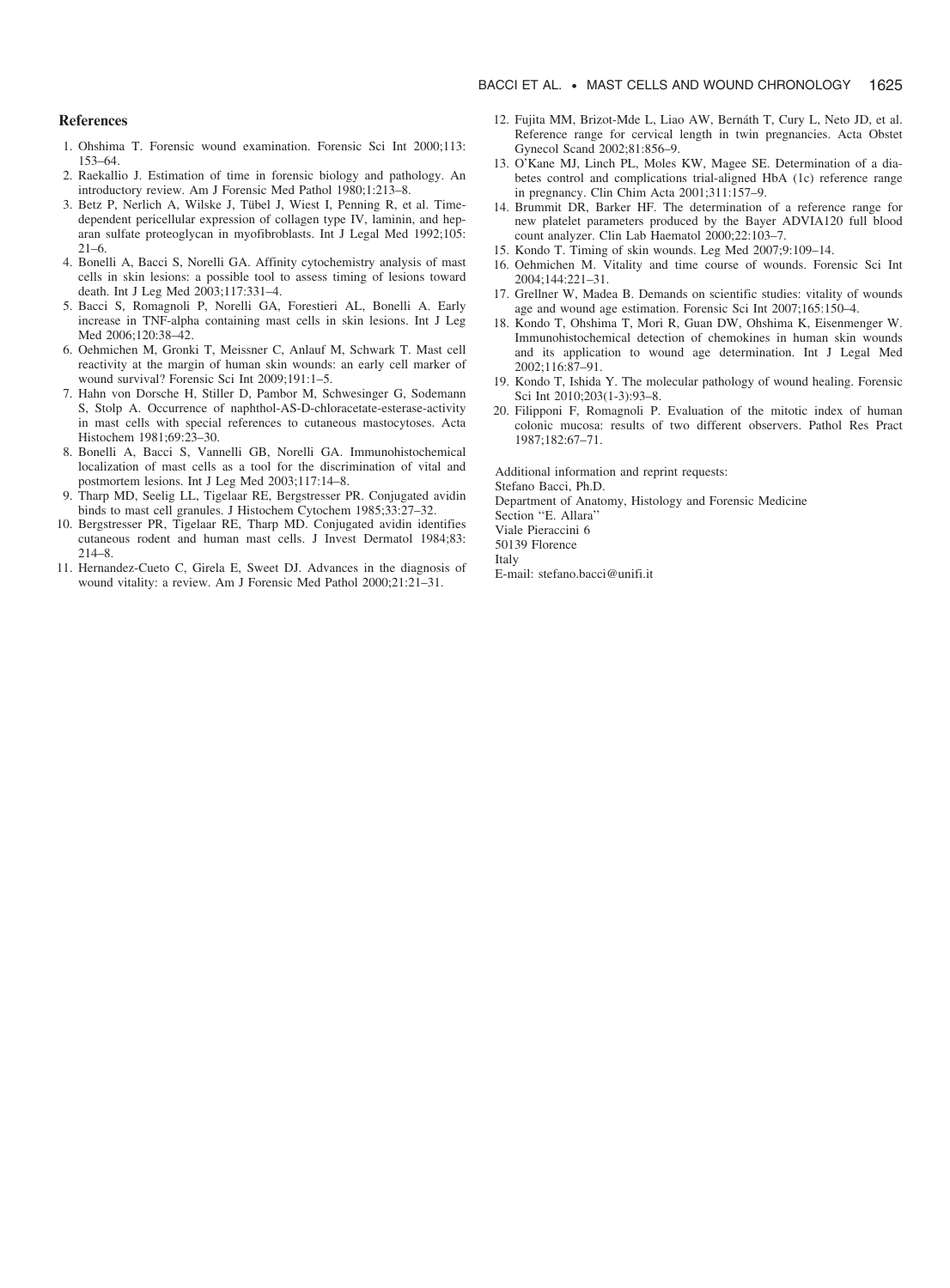## References

1. Ohshima T. Forensic wound examination. Forensic Sci Int 2000;113: 153–64.
2. Raekallio J. Estimation of time in forensic biology and pathology. An introductory review. Am J Forensic Med Pathol 1980;1:213–8.
3. Betz P, Nerlich A, Wilske J, Tübel J, Wiest I, Penning R, et al. Time-dependent pericellular expression of collagen type IV, laminin, and heparan sulfate proteoglycan in myofibroblasts. Int J Legal Med 1992;105: 21–6.
4. Bonelli A, Bacci S, Norelli GA. Affinity cytochemistry analysis of mast cells in skin lesions: a possible tool to assess timing of lesions toward death. Int J Leg Med 2003;117:331–4.
5. Bacci S, Romagnoli P, Norelli GA, Forestieri AL, Bonelli A. Early increase in TNF-alpha containing mast cells in skin lesions. Int J Leg Med 2006;120:38–42.
6. Oehmichen M, Gronki T, Meissner C, Anlauf M, Schwark T. Mast cell reactivity at the margin of human skin wounds: an early cell marker of wound survival? Forensic Sci Int 2009;191:1–5.
7. Hahn von Dorsche H, Stiller D, Pambor M, Schwesinger G, Sodemann S, Stolp A. Occurrence of naphthol-AS-D-chloracetate-esterase-activity in mast cells with special references to cutaneous mastocytoses. Acta Histochem 1981;69:23–30.
8. Bonelli A, Bacci S, Vannelli GB, Norelli GA. Immunohistochemical localization of mast cells as a tool for the discrimination of vital and postmortem lesions. Int J Leg Med 2003;117:14–8.
9. Tharp MD, Seelig LL, Tigelaar RE, Bergstresser PR. Conjugated avidin binds to mast cell granules. J Histochem Cytochem 1985;33:27–32.
10. Bergstresser PR, Tigelaar RE, Tharp MD. Conjugated avidin identifies cutaneous rodent and human mast cells. J Invest Dermatol 1984;83: 214–8.
11. Hernandez-Cueto C, Girela E, Sweet DJ. Advances in the diagnosis of wound vitality: a review. Am J Forensic Med Pathol 2000;21:21–31.
12. Fujita MM, Brizot-Mde L, Liao AW, Bernáth T, Cury L, Neto JD, et al. Reference range for cervical length in twin pregnancies. Acta Obstet Gynecol Scand 2002;81:856–9.
13. O'Kane MJ, Linch PL, Moles KW, Magee SE. Determination of a diabetes control and complications trial-aligned HbA (1c) reference range in pregnancy. Clin Chim Acta 2001;311:157–9.
14. Brummit DR, Barker HF. The determination of a reference range for new platelet parameters produced by the Bayer ADVIA120 full blood count analyzer. Clin Lab Haematol 2000;22:103–7.
15. Kondo T. Timing of skin wounds. Leg Med 2007;9:109–14.
16. Oehmichen M. Vitality and time course of wounds. Forensic Sci Int 2004;144:221–31.
17. Grellner W, Madea B. Demands on scientific studies: vitality of wounds age and wound age estimation. Forensic Sci Int 2007;165:150–4.
18. Kondo T, Ohshima T, Mori R, Guan DW, Ohshima K, Eisenmenger W. Immunohistochemical detection of chemokines in human skin wounds and its application to wound age determination. Int J Legal Med 2002;116:87–91.
19. Kondo T, Ishida Y. The molecular pathology of wound healing. Forensic Sci Int 2010;203(1-3):93–8.
20. Filipponi F, Romagnoli P. Evaluation of the mitotic index of human colonic mucosa: results of two different observers. Pathol Res Pract 1987;182:67–71.

Additional information and reprint requests:
Stefano Bacci, Ph.D.
Department of Anatomy, Histology and Forensic Medicine
Section "E. Allara"
Viale Pieraccini 6
50139 Florence
Italy
E-mail: stefano.bacci@unifi.it